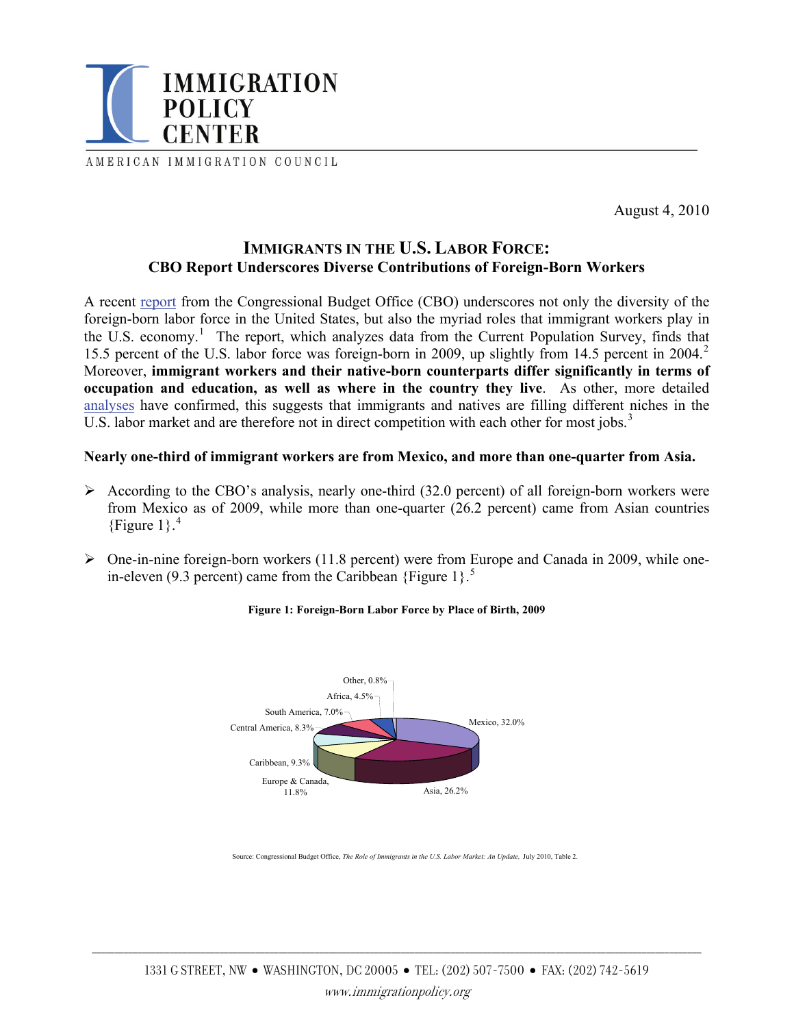# IMMIGRATION POLICY CENTER

AMERICAN IMMIGRATION COUNCIL

August 4, 2010

## IMMIGRANTS IN THE U.S. LABOR FORCE: CBO Report Underscores Diverse Contributions of Foreign-Born Workers

A recent report from the Congressional Budget Office (CBO) underscores not only the diversity of the foreign-born labor force in the United States, but also the myriad roles that immigrant workers play in the U.S. economy.[1] The report, which analyzes data from the Current Population Survey, finds that 15.5 percent of the U.S. labor force was foreign-born in 2009, up slightly from 14.5 percent in 2004.[2] Moreover, **immigrant workers and their native-born counterparts differ significantly in terms of occupation and education, as well as where in the country they live**. As other, more detailed analyses have confirmed, this suggests that immigrants and natives are filling different niches in the U.S. labor market and are therefore not in direct competition with each other for most jobs.[3]

**Nearly one-third of immigrant workers are from Mexico, and more than one-quarter from Asia.**

- According to the CBO's analysis, nearly one-third (32.0 percent) of all foreign-born workers were from Mexico as of 2009, while more than one-quarter (26.2 percent) came from Asian countries {Figure 1}.[4]
- One-in-nine foreign-born workers (11.8 percent) were from Europe and Canada in 2009, while one-in-eleven (9.3 percent) came from the Caribbean {Figure 1}.[5]

**Figure 1: Foreign-Born Labor Force by Place of Birth, 2009**

| Place of Birth | Percent |
|---|---|
| Mexico | 32.0% |
| Asia | 26.2% |
| Europe & Canada | 11.8% |
| Caribbean | 9.3% |
| Central America | 8.3% |
| South America | 7.0% |
| Africa | 4.5% |
| Other | 0.8% |

Source: Congressional Budget Office, *The Role of Immigrants in the U.S. Labor Market: An Update,* July 2010, Table 2.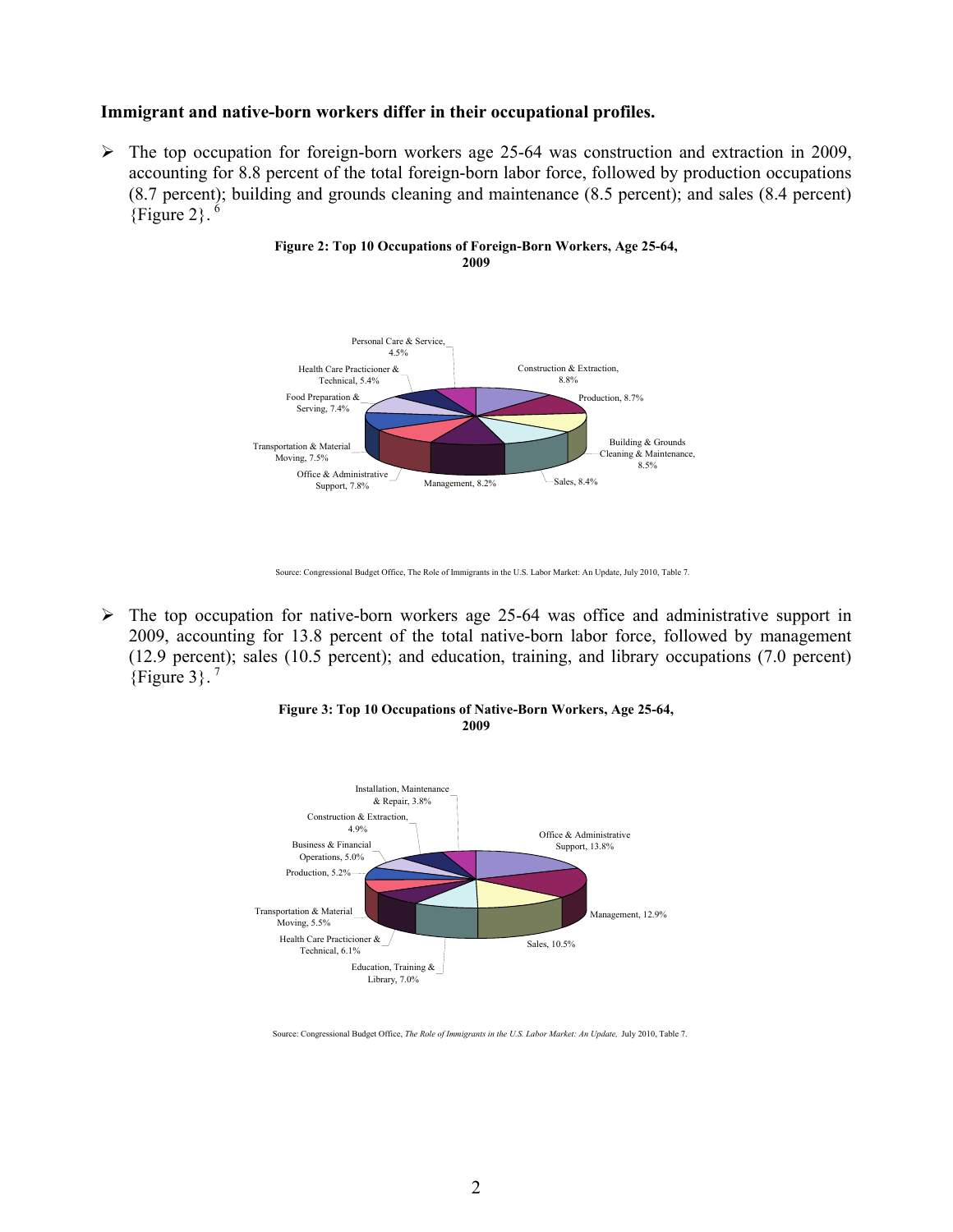**Immigrant and native-born workers differ in their occupational profiles.**

- The top occupation for foreign-born workers age 25-64 was construction and extraction in 2009, accounting for 8.8 percent of the total foreign-born labor force, followed by production occupations (8.7 percent); building and grounds cleaning and maintenance (8.5 percent); and sales (8.4 percent) {Figure 2}. [6]

**Figure 2: Top 10 Occupations of Foreign-Born Workers, Age 25-64, 2009**

Personal Care & Service, 4.5%
Health Care Practicioner & Technical, 5.4%
Food Preparation & Serving, 7.4%
Transportation & Material Moving, 7.5%
Office & Administrative Support, 7.8%
Management, 8.2%
Sales, 8.4%
Building & Grounds Cleaning & Maintenance, 8.5%
Production, 8.7%
Construction & Extraction, 8.8%

Source: Congressional Budget Office, The Role of Immigrants in the U.S. Labor Market: An Update, July 2010, Table 7.

- The top occupation for native-born workers age 25-64 was office and administrative support in 2009, accounting for 13.8 percent of the total native-born labor force, followed by management (12.9 percent); sales (10.5 percent); and education, training, and library occupations (7.0 percent) {Figure 3}. [7]

**Figure 3: Top 10 Occupations of Native-Born Workers, Age 25-64, 2009**

Installation, Maintenance & Repair, 3.8%
Construction & Extraction, 4.9%
Business & Financial Operations, 5.0%
Production, 5.2%
Transportation & Material Moving, 5.5%
Health Care Practicioner & Technical, 6.1%
Education, Training & Library, 7.0%
Sales, 10.5%
Management, 12.9%
Office & Administrative Support, 13.8%

Source: Congressional Budget Office, *The Role of Immigrants in the U.S. Labor Market: An Update,* July 2010, Table 7.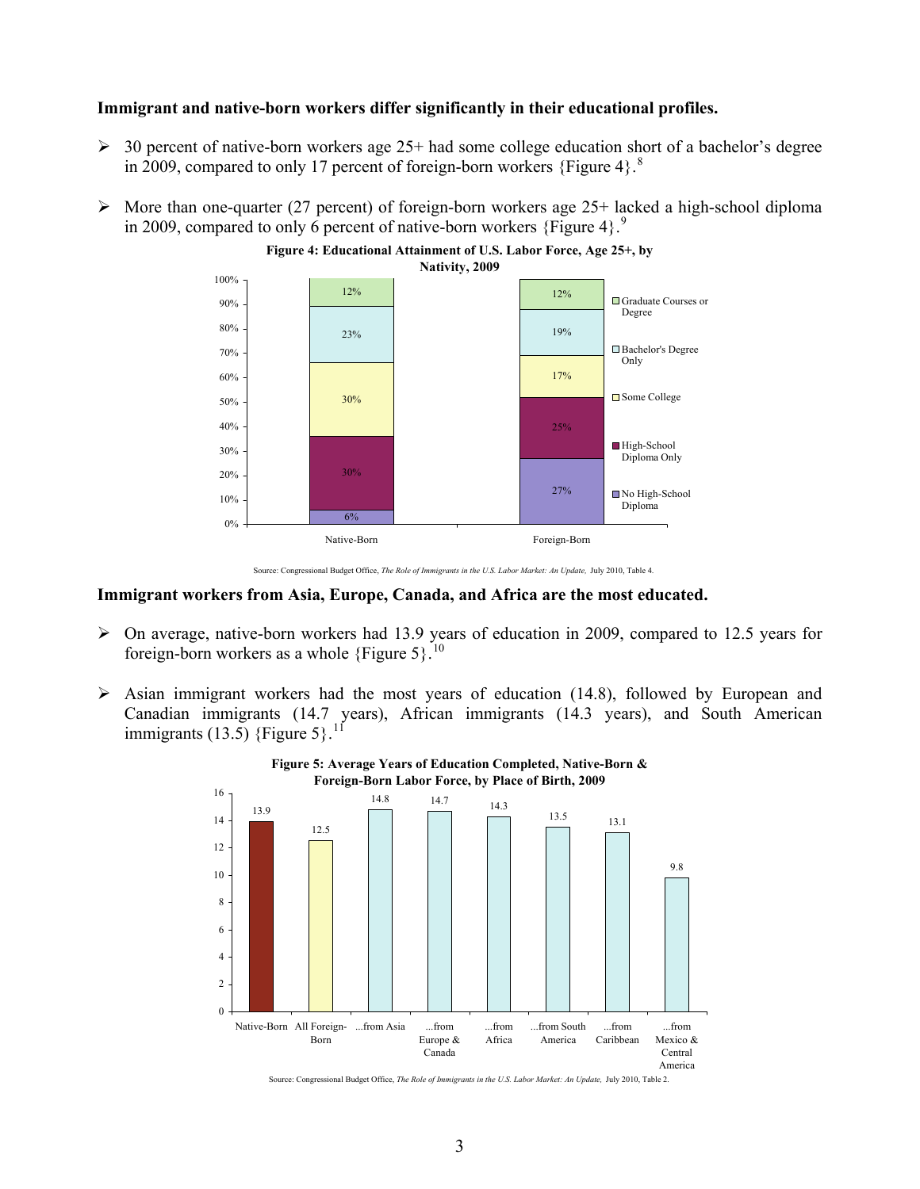**Immigrant and native-born workers differ significantly in their educational profiles.**

- 30 percent of native-born workers age 25+ had some college education short of a bachelor's degree in 2009, compared to only 17 percent of foreign-born workers {Figure 4}.[8]

- More than one-quarter (27 percent) of foreign-born workers age 25+ lacked a high-school diploma in 2009, compared to only 6 percent of native-born workers {Figure 4}.[9]

**Figure 4: Educational Attainment of U.S. Labor Force, Age 25+, by Nativity, 2009**

| | Native-Born | Foreign-Born |
|---|---|---|
| Graduate Courses or Degree | 12% | 12% |
| Bachelor's Degree Only | 23% | 19% |
| Some College | 30% | 17% |
| High-School Diploma Only | 30% | 25% |
| No High-School Diploma | 6% | 27% |

Source: Congressional Budget Office, *The Role of Immigrants in the U.S. Labor Market: An Update,* July 2010, Table 4.

**Immigrant workers from Asia, Europe, Canada, and Africa are the most educated.**

- On average, native-born workers had 13.9 years of education in 2009, compared to 12.5 years for foreign-born workers as a whole {Figure 5}.[10]

- Asian immigrant workers had the most years of education (14.8), followed by European and Canadian immigrants (14.7 years), African immigrants (14.3 years), and South American immigrants (13.5) {Figure 5}.[11]

**Figure 5: Average Years of Education Completed, Native-Born & Foreign-Born Labor Force, by Place of Birth, 2009**

| Group | Average Years of Education |
|---|---|
| Native-Born | 13.9 |
| All Foreign-Born | 12.5 |
| ...from Asia | 14.8 |
| ...from Europe & Canada | 14.7 |
| ...from Africa | 14.3 |
| ...from South America | 13.5 |
| ...from Caribbean | 13.1 |
| ...from Mexico & Central America | 9.8 |

Source: Congressional Budget Office, *The Role of Immigrants in the U.S. Labor Market: An Update,* July 2010, Table 2.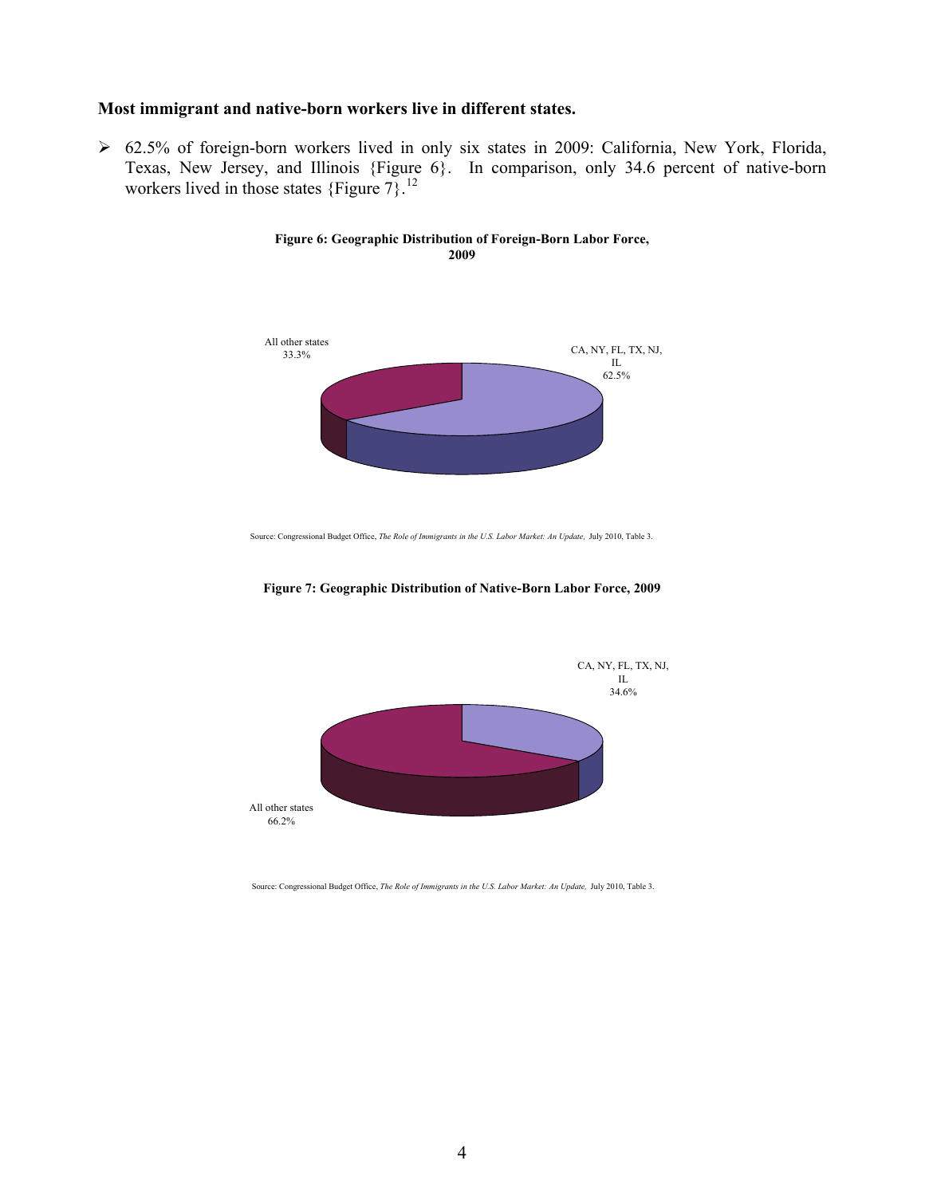**Most immigrant and native-born workers live in different states.**

- 62.5% of foreign-born workers lived in only six states in 2009: California, New York, Florida, Texas, New Jersey, and Illinois {Figure 6}. In comparison, only 34.6 percent of native-born workers lived in those states {Figure 7}.[12]

**Figure 6: Geographic Distribution of Foreign-Born Labor Force, 2009**

All other states 33.3%

CA, NY, FL, TX, NJ, IL 62.5%

Source: Congressional Budget Office, *The Role of Immigrants in the U.S. Labor Market: An Update,* July 2010, Table 3.

**Figure 7: Geographic Distribution of Native-Born Labor Force, 2009**

CA, NY, FL, TX, NJ, IL 34.6%

All other states 66.2%

Source: Congressional Budget Office, *The Role of Immigrants in the U.S. Labor Market: An Update,* July 2010, Table 3.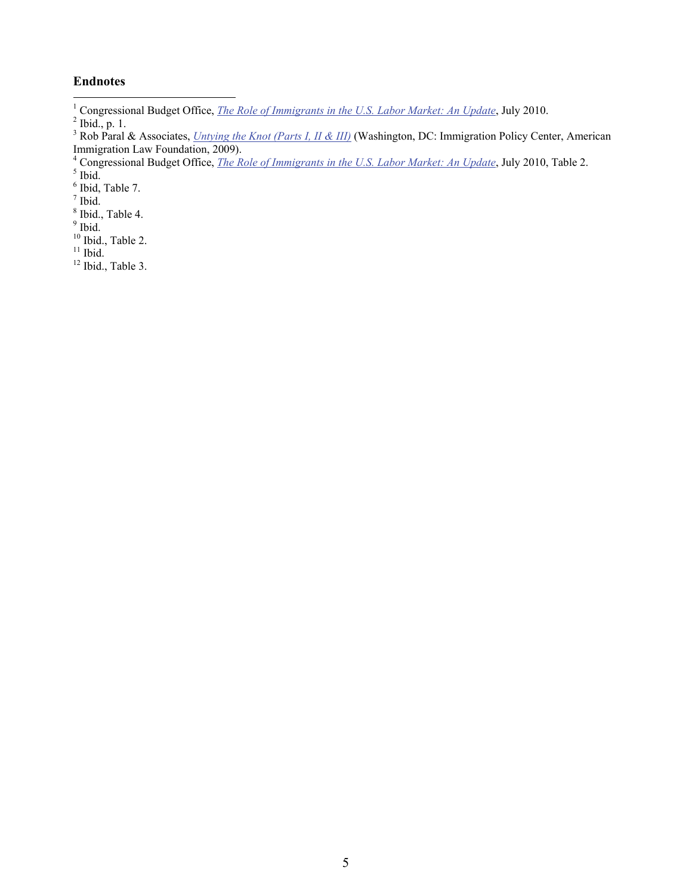## Endnotes

[1] Congressional Budget Office, *The Role of Immigrants in the U.S. Labor Market: An Update*, July 2010.
[2] Ibid., p. 1.
[3] Rob Paral & Associates, *Untying the Knot (Parts I, II & III)* (Washington, DC: Immigration Policy Center, American Immigration Law Foundation, 2009).
[4] Congressional Budget Office, *The Role of Immigrants in the U.S. Labor Market: An Update*, July 2010, Table 2.
[5] Ibid.
[6] Ibid, Table 7.
[7] Ibid.
[8] Ibid., Table 4.
[9] Ibid.
[10] Ibid., Table 2.
[11] Ibid.
[12] Ibid., Table 3.